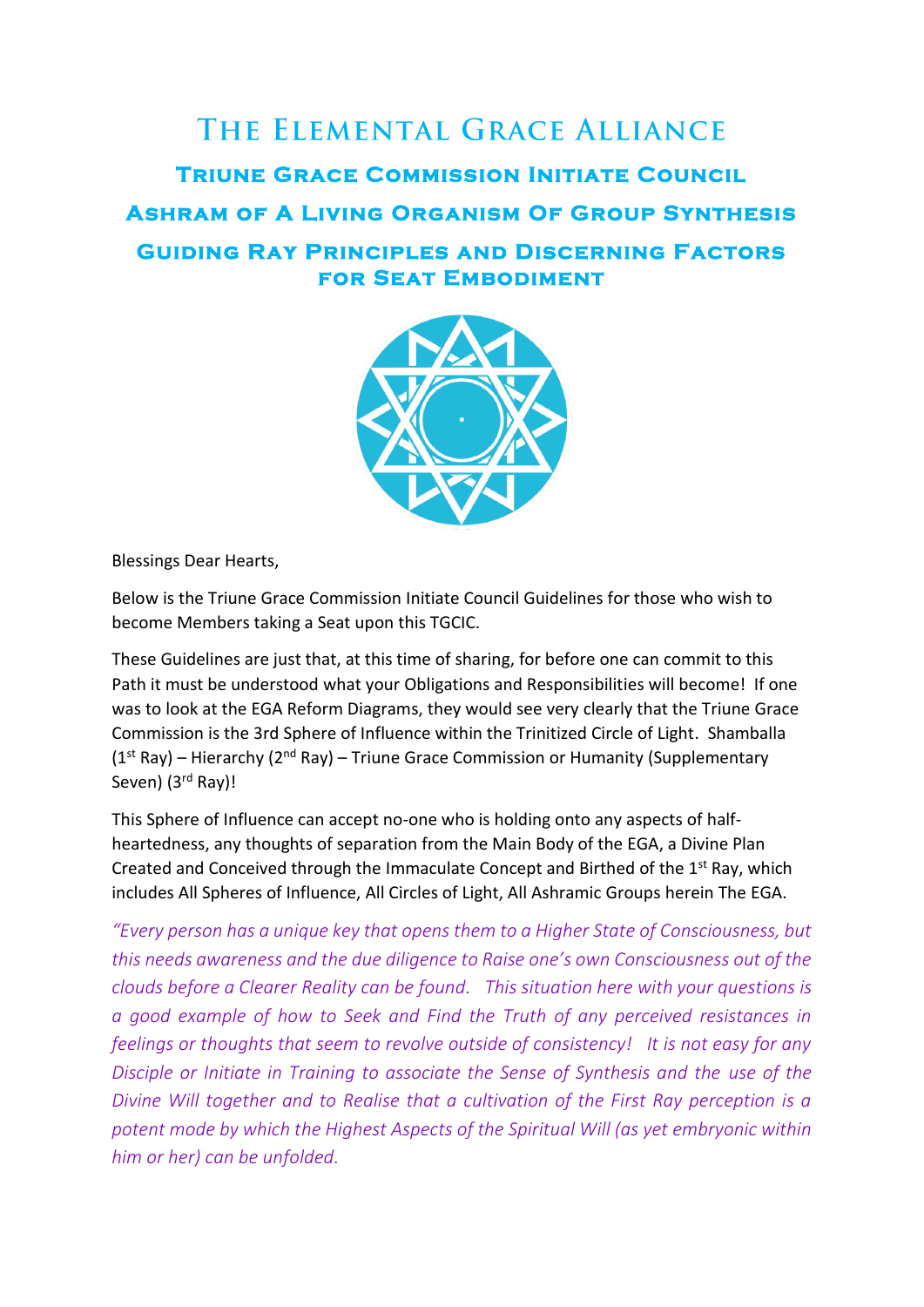# The Elemental Grace Alliance

## Triune Grace Commission Initiate Council

## Ashram of A Living Organism Of Group Synthesis

## Guiding Ray Principles and Discerning Factors for Seat Embodiment

Blessings Dear Hearts,

Below is the Triune Grace Commission Initiate Council Guidelines for those who wish to become Members taking a Seat upon this TGCIC.

These Guidelines are just that, at this time of sharing, for before one can commit to this Path it must be understood what your Obligations and Responsibilities will become! If one was to look at the EGA Reform Diagrams, they would see very clearly that the Triune Grace Commission is the 3rd Sphere of Influence within the Trinitized Circle of Light. Shamballa (1st Ray) – Hierarchy (2nd Ray) – Triune Grace Commission or Humanity (Supplementary Seven) (3rd Ray)!

This Sphere of Influence can accept no-one who is holding onto any aspects of half-heartedness, any thoughts of separation from the Main Body of the EGA, a Divine Plan Created and Conceived through the Immaculate Concept and Birthed of the 1st Ray, which includes All Spheres of Influence, All Circles of Light, All Ashramic Groups herein The EGA.

*"Every person has a unique key that opens them to a Higher State of Consciousness, but this needs awareness and the due diligence to Raise one's own Consciousness out of the clouds before a Clearer Reality can be found. This situation here with your questions is a good example of how to Seek and Find the Truth of any perceived resistances in feelings or thoughts that seem to revolve outside of consistency! It is not easy for any Disciple or Initiate in Training to associate the Sense of Synthesis and the use of the Divine Will together and to Realise that a cultivation of the First Ray perception is a potent mode by which the Highest Aspects of the Spiritual Will (as yet embryonic within him or her) can be unfolded.*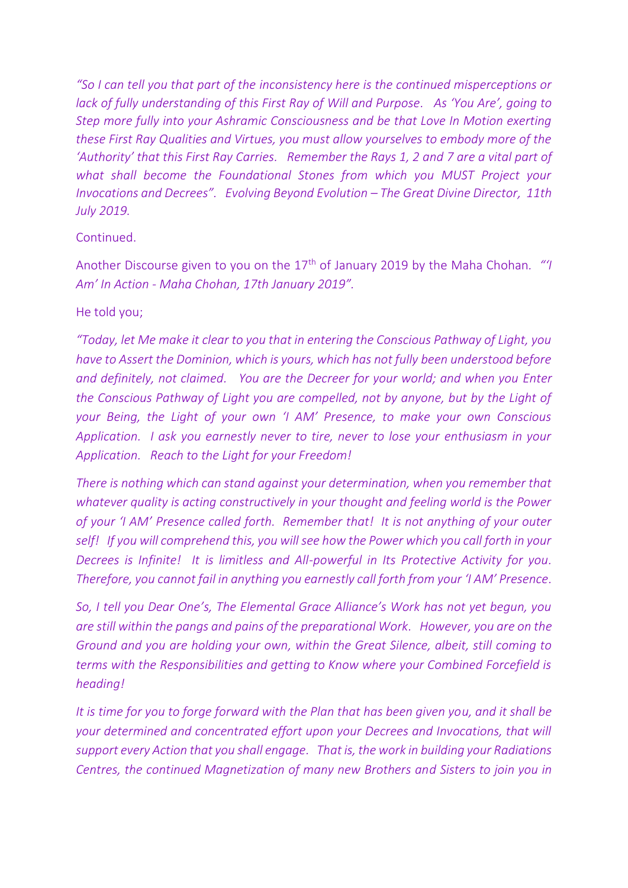*"So I can tell you that part of the inconsistency here is the continued misperceptions or lack of fully understanding of this First Ray of Will and Purpose. As 'You Are', going to Step more fully into your Ashramic Consciousness and be that Love In Motion exerting these First Ray Qualities and Virtues, you must allow yourselves to embody more of the 'Authority' that this First Ray Carries. Remember the Rays 1, 2 and 7 are a vital part of what shall become the Foundational Stones from which you MUST Project your Invocations and Decrees". Evolving Beyond Evolution – The Great Divine Director, 11th July 2019.*

Continued.

Another Discourse given to you on the 17th of January 2019 by the Maha Chohan. *"'I Am' In Action - Maha Chohan, 17th January 2019".*

He told you;

*"Today, let Me make it clear to you that in entering the Conscious Pathway of Light, you have to Assert the Dominion, which is yours, which has not fully been understood before and definitely, not claimed. You are the Decreer for your world; and when you Enter the Conscious Pathway of Light you are compelled, not by anyone, but by the Light of your Being, the Light of your own 'I AM' Presence, to make your own Conscious Application. I ask you earnestly never to tire, never to lose your enthusiasm in your Application. Reach to the Light for your Freedom!*

*There is nothing which can stand against your determination, when you remember that whatever quality is acting constructively in your thought and feeling world is the Power of your 'I AM' Presence called forth. Remember that! It is not anything of your outer self! If you will comprehend this, you will see how the Power which you call forth in your Decrees is Infinite! It is limitless and All-powerful in Its Protective Activity for you. Therefore, you cannot fail in anything you earnestly call forth from your 'I AM' Presence.*

*So, I tell you Dear One's, The Elemental Grace Alliance's Work has not yet begun, you are still within the pangs and pains of the preparational Work. However, you are on the Ground and you are holding your own, within the Great Silence, albeit, still coming to terms with the Responsibilities and getting to Know where your Combined Forcefield is heading!*

*It is time for you to forge forward with the Plan that has been given you, and it shall be your determined and concentrated effort upon your Decrees and Invocations, that will support every Action that you shall engage. That is, the work in building your Radiations Centres, the continued Magnetization of many new Brothers and Sisters to join you in*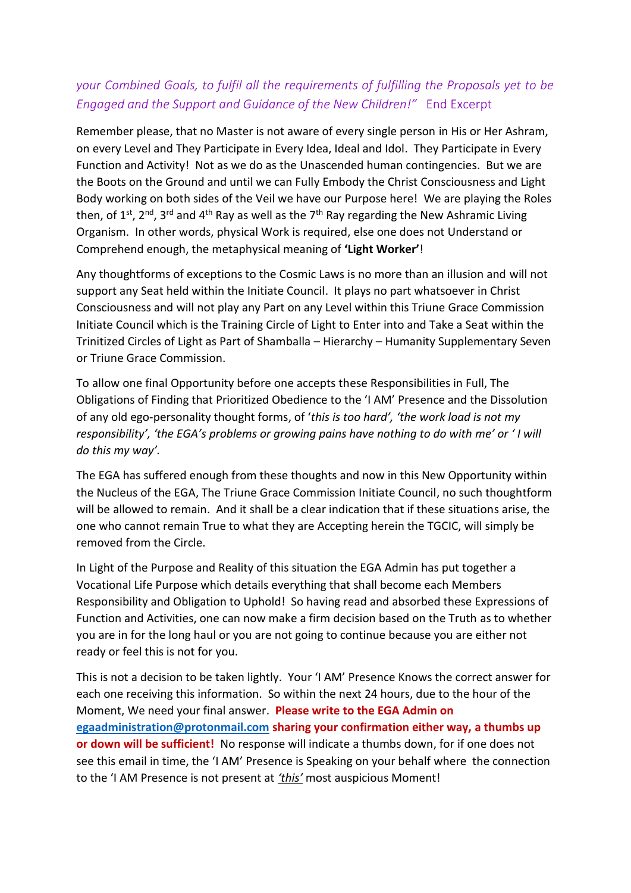*your Combined Goals, to fulfil all the requirements of fulfilling the Proposals yet to be Engaged and the Support and Guidance of the New Children!"* End Excerpt

Remember please, that no Master is not aware of every single person in His or Her Ashram, on every Level and They Participate in Every Idea, Ideal and Idol. They Participate in Every Function and Activity! Not as we do as the Unascended human contingencies. But we are the Boots on the Ground and until we can Fully Embody the Christ Consciousness and Light Body working on both sides of the Veil we have our Purpose here! We are playing the Roles then, of 1st, 2nd, 3rd and 4th Ray as well as the 7th Ray regarding the New Ashramic Living Organism. In other words, physical Work is required, else one does not Understand or Comprehend enough, the metaphysical meaning of **'Light Worker'**!

Any thoughtforms of exceptions to the Cosmic Laws is no more than an illusion and will not support any Seat held within the Initiate Council. It plays no part whatsoever in Christ Consciousness and will not play any Part on any Level within this Triune Grace Commission Initiate Council which is the Training Circle of Light to Enter into and Take a Seat within the Trinitized Circles of Light as Part of Shamballa – Hierarchy – Humanity Supplementary Seven or Triune Grace Commission.

To allow one final Opportunity before one accepts these Responsibilities in Full, The Obligations of Finding that Prioritized Obedience to the 'I AM' Presence and the Dissolution of any old ego-personality thought forms, of '*this is too hard', 'the work load is not my responsibility', 'the EGA's problems or growing pains have nothing to do with me' or ' I will do this my way'.*

The EGA has suffered enough from these thoughts and now in this New Opportunity within the Nucleus of the EGA, The Triune Grace Commission Initiate Council, no such thoughtform will be allowed to remain. And it shall be a clear indication that if these situations arise, the one who cannot remain True to what they are Accepting herein the TGCIC, will simply be removed from the Circle.

In Light of the Purpose and Reality of this situation the EGA Admin has put together a Vocational Life Purpose which details everything that shall become each Members Responsibility and Obligation to Uphold! So having read and absorbed these Expressions of Function and Activities, one can now make a firm decision based on the Truth as to whether you are in for the long haul or you are not going to continue because you are either not ready or feel this is not for you.

This is not a decision to be taken lightly. Your 'I AM' Presence Knows the correct answer for each one receiving this information. So within the next 24 hours, due to the hour of the Moment, We need your final answer. **Please write to the EGA Admin on egaadministration@protonmail.com sharing your confirmation either way, a thumbs up or down will be sufficient!** No response will indicate a thumbs down, for if one does not see this email in time, the 'I AM' Presence is Speaking on your behalf where the connection to the 'I AM Presence is not present at ***'this'*** most auspicious Moment!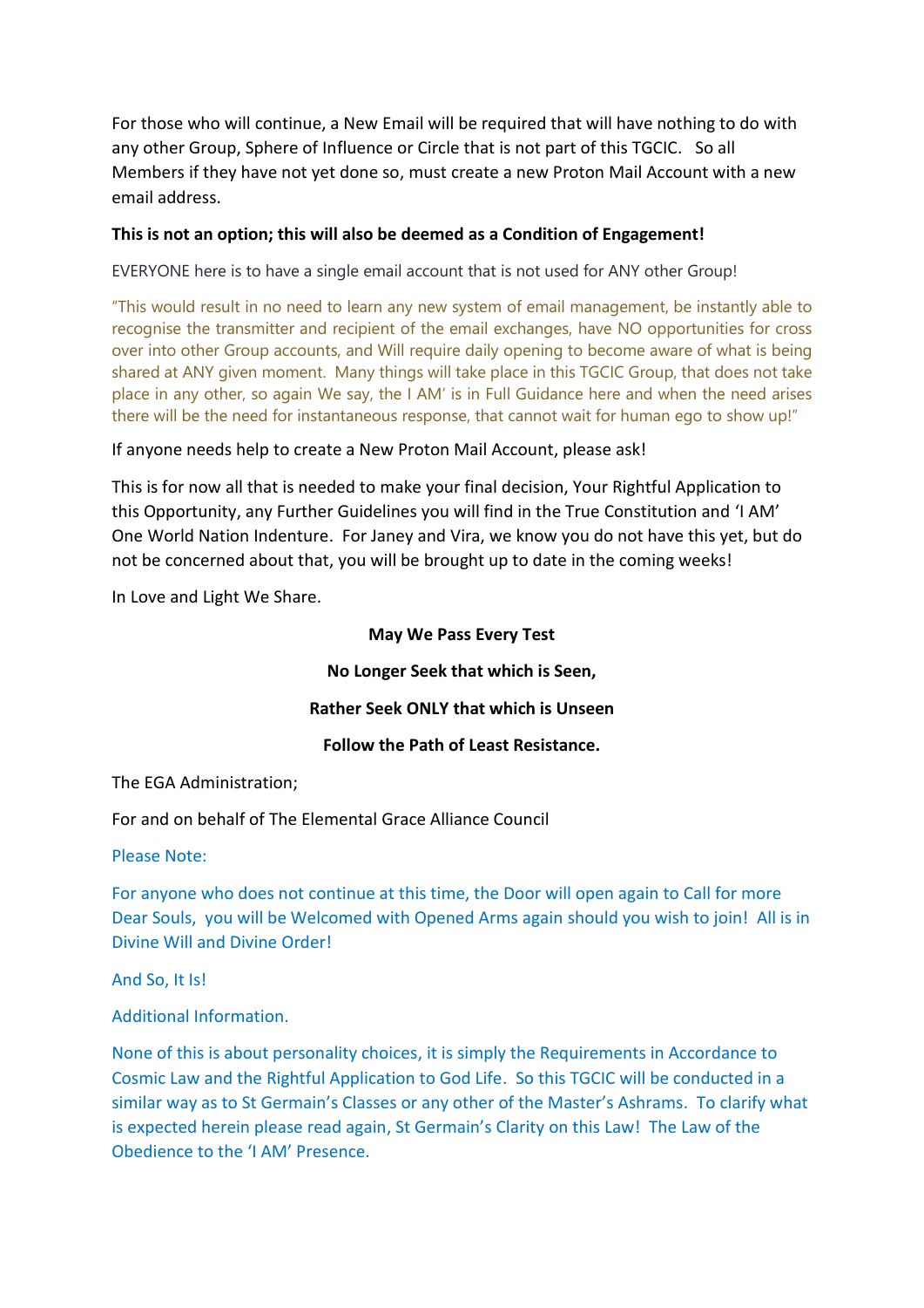For those who will continue, a New Email will be required that will have nothing to do with any other Group, Sphere of Influence or Circle that is not part of this TGCIC.   So all Members if they have not yet done so, must create a new Proton Mail Account with a new email address.

**This is not an option; this will also be deemed as a Condition of Engagement!**

EVERYONE here is to have a single email account that is not used for ANY other Group!

"This would result in no need to learn any new system of email management, be instantly able to recognise the transmitter and recipient of the email exchanges, have NO opportunities for cross over into other Group accounts, and Will require daily opening to become aware of what is being shared at ANY given moment.  Many things will take place in this TGCIC Group, that does not take place in any other, so again We say, the I AM' is in Full Guidance here and when the need arises there will be the need for instantaneous response, that cannot wait for human ego to show up!"

If anyone needs help to create a New Proton Mail Account, please ask!

This is for now all that is needed to make your final decision, Your Rightful Application to this Opportunity, any Further Guidelines you will find in the True Constitution and 'I AM' One World Nation Indenture.  For Janey and Vira, we know you do not have this yet, but do not be concerned about that, you will be brought up to date in the coming weeks!

In Love and Light We Share.

**May We Pass Every Test**

**No Longer Seek that which is Seen,**

**Rather Seek ONLY that which is Unseen**

**Follow the Path of Least Resistance.**

The EGA Administration;

For and on behalf of The Elemental Grace Alliance Council

Please Note:

For anyone who does not continue at this time, the Door will open again to Call for more Dear Souls,  you will be Welcomed with Opened Arms again should you wish to join!  All is in Divine Will and Divine Order!

And So, It Is!

Additional Information.

None of this is about personality choices, it is simply the Requirements in Accordance to Cosmic Law and the Rightful Application to God Life.  So this TGCIC will be conducted in a similar way as to St Germain's Classes or any other of the Master's Ashrams.  To clarify what is expected herein please read again, St Germain's Clarity on this Law!  The Law of the Obedience to the 'I AM' Presence.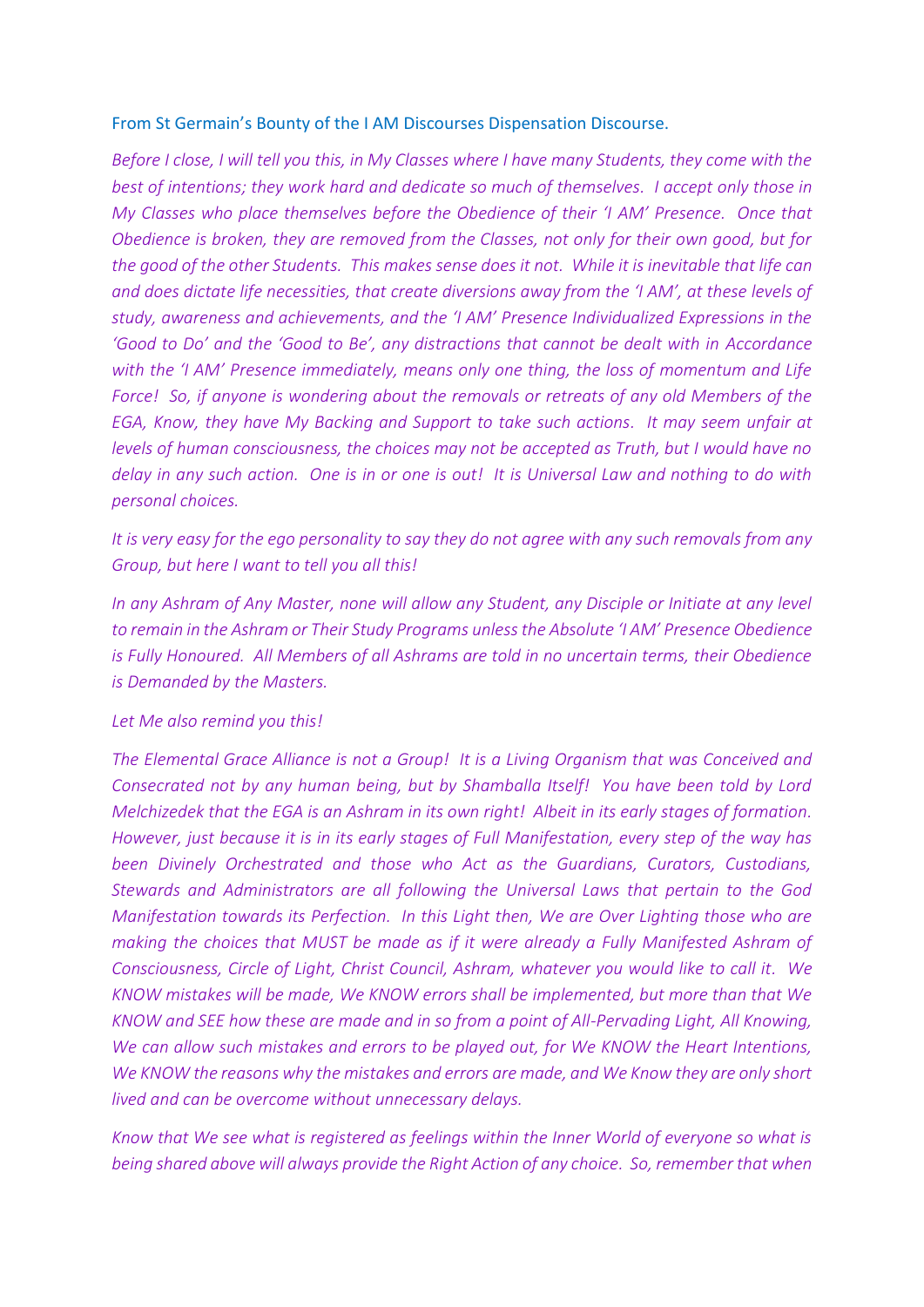From St Germain's Bounty of the I AM Discourses Dispensation Discourse.

*Before I close, I will tell you this, in My Classes where I have many Students, they come with the best of intentions; they work hard and dedicate so much of themselves. I accept only those in My Classes who place themselves before the Obedience of their 'I AM' Presence. Once that Obedience is broken, they are removed from the Classes, not only for their own good, but for the good of the other Students. This makes sense does it not. While it is inevitable that life can and does dictate life necessities, that create diversions away from the 'I AM', at these levels of study, awareness and achievements, and the 'I AM' Presence Individualized Expressions in the 'Good to Do' and the 'Good to Be', any distractions that cannot be dealt with in Accordance with the 'I AM' Presence immediately, means only one thing, the loss of momentum and Life Force! So, if anyone is wondering about the removals or retreats of any old Members of the EGA, Know, they have My Backing and Support to take such actions. It may seem unfair at levels of human consciousness, the choices may not be accepted as Truth, but I would have no delay in any such action. One is in or one is out! It is Universal Law and nothing to do with personal choices.*

*It is very easy for the ego personality to say they do not agree with any such removals from any Group, but here I want to tell you all this!*

*In any Ashram of Any Master, none will allow any Student, any Disciple or Initiate at any level to remain in the Ashram or Their Study Programs unless the Absolute 'I AM' Presence Obedience is Fully Honoured. All Members of all Ashrams are told in no uncertain terms, their Obedience is Demanded by the Masters.*

*Let Me also remind you this!*

*The Elemental Grace Alliance is not a Group! It is a Living Organism that was Conceived and Consecrated not by any human being, but by Shamballa Itself! You have been told by Lord Melchizedek that the EGA is an Ashram in its own right! Albeit in its early stages of formation. However, just because it is in its early stages of Full Manifestation, every step of the way has been Divinely Orchestrated and those who Act as the Guardians, Curators, Custodians, Stewards and Administrators are all following the Universal Laws that pertain to the God Manifestation towards its Perfection. In this Light then, We are Over Lighting those who are making the choices that MUST be made as if it were already a Fully Manifested Ashram of Consciousness, Circle of Light, Christ Council, Ashram, whatever you would like to call it. We KNOW mistakes will be made, We KNOW errors shall be implemented, but more than that We KNOW and SEE how these are made and in so from a point of All-Pervading Light, All Knowing, We can allow such mistakes and errors to be played out, for We KNOW the Heart Intentions, We KNOW the reasons why the mistakes and errors are made, and We Know they are only short lived and can be overcome without unnecessary delays.*

*Know that We see what is registered as feelings within the Inner World of everyone so what is being shared above will always provide the Right Action of any choice. So, remember that when*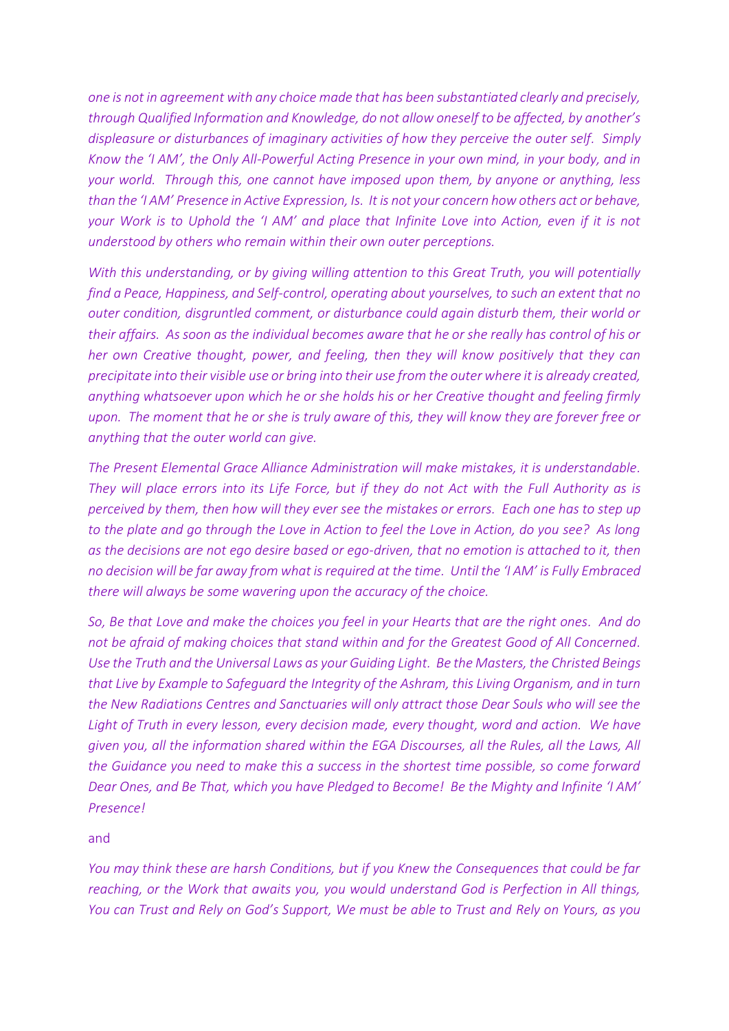*one is not in agreement with any choice made that has been substantiated clearly and precisely, through Qualified Information and Knowledge, do not allow oneself to be affected, by another's displeasure or disturbances of imaginary activities of how they perceive the outer self. Simply Know the 'I AM', the Only All-Powerful Acting Presence in your own mind, in your body, and in your world. Through this, one cannot have imposed upon them, by anyone or anything, less than the 'I AM' Presence in Active Expression, Is. It is not your concern how others act or behave, your Work is to Uphold the 'I AM' and place that Infinite Love into Action, even if it is not understood by others who remain within their own outer perceptions.*

*With this understanding, or by giving willing attention to this Great Truth, you will potentially find a Peace, Happiness, and Self-control, operating about yourselves, to such an extent that no outer condition, disgruntled comment, or disturbance could again disturb them, their world or their affairs. As soon as the individual becomes aware that he or she really has control of his or her own Creative thought, power, and feeling, then they will know positively that they can precipitate into their visible use or bring into their use from the outer where it is already created, anything whatsoever upon which he or she holds his or her Creative thought and feeling firmly upon. The moment that he or she is truly aware of this, they will know they are forever free or anything that the outer world can give.*

*The Present Elemental Grace Alliance Administration will make mistakes, it is understandable. They will place errors into its Life Force, but if they do not Act with the Full Authority as is perceived by them, then how will they ever see the mistakes or errors. Each one has to step up to the plate and go through the Love in Action to feel the Love in Action, do you see? As long as the decisions are not ego desire based or ego-driven, that no emotion is attached to it, then no decision will be far away from what is required at the time. Until the 'I AM' is Fully Embraced there will always be some wavering upon the accuracy of the choice.*

*So, Be that Love and make the choices you feel in your Hearts that are the right ones. And do not be afraid of making choices that stand within and for the Greatest Good of All Concerned. Use the Truth and the Universal Laws as your Guiding Light. Be the Masters, the Christed Beings that Live by Example to Safeguard the Integrity of the Ashram, this Living Organism, and in turn the New Radiations Centres and Sanctuaries will only attract those Dear Souls who will see the Light of Truth in every lesson, every decision made, every thought, word and action. We have given you, all the information shared within the EGA Discourses, all the Rules, all the Laws, All the Guidance you need to make this a success in the shortest time possible, so come forward Dear Ones, and Be That, which you have Pledged to Become! Be the Mighty and Infinite 'I AM' Presence!*

and

*You may think these are harsh Conditions, but if you Knew the Consequences that could be far reaching, or the Work that awaits you, you would understand God is Perfection in All things, You can Trust and Rely on God's Support, We must be able to Trust and Rely on Yours, as you*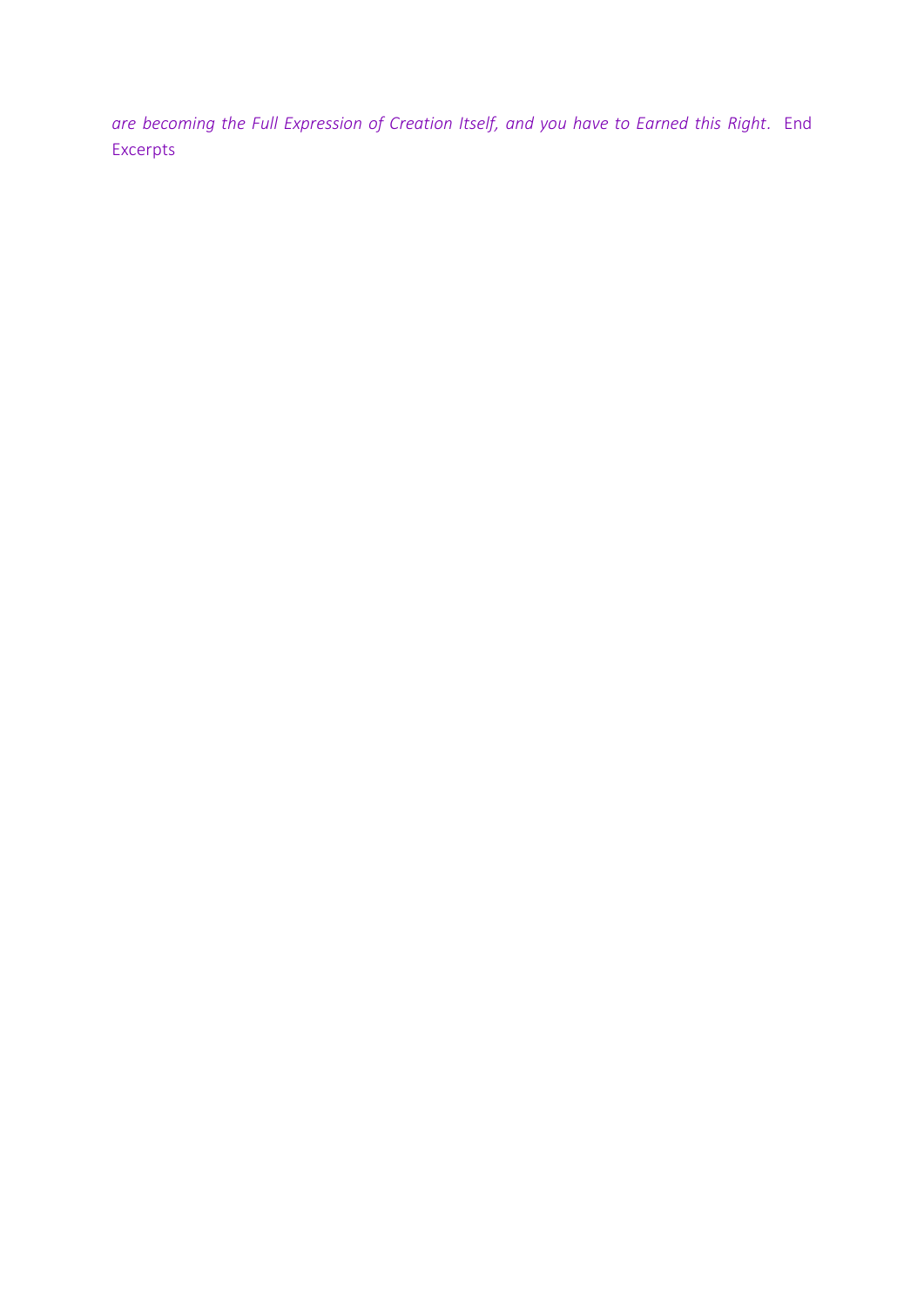*are becoming the Full Expression of Creation Itself, and you have to Earned this Right*. End Excerpts